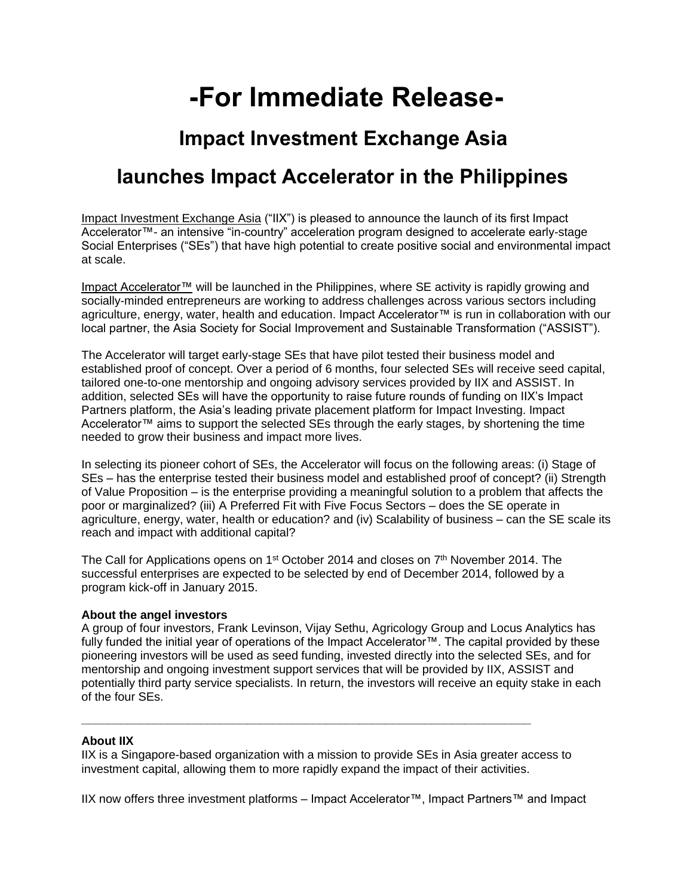# -For Immediate Release-

## Impact Investment Exchange Asia

## launches Impact Accelerator in the Philippines

Impact Investment Exchange Asia ("IIX") is pleased to announce the launch of its first Impact Accelerator™- an intensive "in-country" acceleration program designed to accelerate early-stage Social Enterprises ("SEs") that have high potential to create positive social and environmental impact at scale.

Impact Accelerator™ will be launched in the Philippines, where SE activity is rapidly growing and socially-minded entrepreneurs are working to address challenges across various sectors including agriculture, energy, water, health and education. Impact Accelerator™ is run in collaboration with our local partner, the Asia Society for Social Improvement and Sustainable Transformation ("ASSIST").

The Accelerator will target early-stage SEs that have pilot tested their business model and established proof of concept. Over a period of 6 months, four selected SEs will receive seed capital, tailored one-to-one mentorship and ongoing advisory services provided by IIX and ASSIST. In addition, selected SEs will have the opportunity to raise future rounds of funding on IIX's Impact Partners platform, the Asia's leading private placement platform for Impact Investing. Impact Accelerator™ aims to support the selected SEs through the early stages, by shortening the time needed to grow their business and impact more lives.

In selecting its pioneer cohort of SEs, the Accelerator will focus on the following areas: (i) Stage of SEs – has the enterprise tested their business model and established proof of concept? (ii) Strength of Value Proposition – is the enterprise providing a meaningful solution to a problem that affects the poor or marginalized? (iii) A Preferred Fit with Five Focus Sectors – does the SE operate in agriculture, energy, water, health or education? and (iv) Scalability of business – can the SE scale its reach and impact with additional capital?

The Call for Applications opens on 1st October 2014 and closes on 7th November 2014. The successful enterprises are expected to be selected by end of December 2014, followed by a program kick-off in January 2015.

**About the angel investors**
A group of four investors, Frank Levinson, Vijay Sethu, Agricology Group and Locus Analytics has fully funded the initial year of operations of the Impact Accelerator™. The capital provided by these pioneering investors will be used as seed funding, invested directly into the selected SEs, and for mentorship and ongoing investment support services that will be provided by IIX, ASSIST and potentially third party service specialists. In return, the investors will receive an equity stake in each of the four SEs.

---

**About IIX**
IIX is a Singapore-based organization with a mission to provide SEs in Asia greater access to investment capital, allowing them to more rapidly expand the impact of their activities.

IIX now offers three investment platforms – Impact Accelerator™, Impact Partners™ and Impact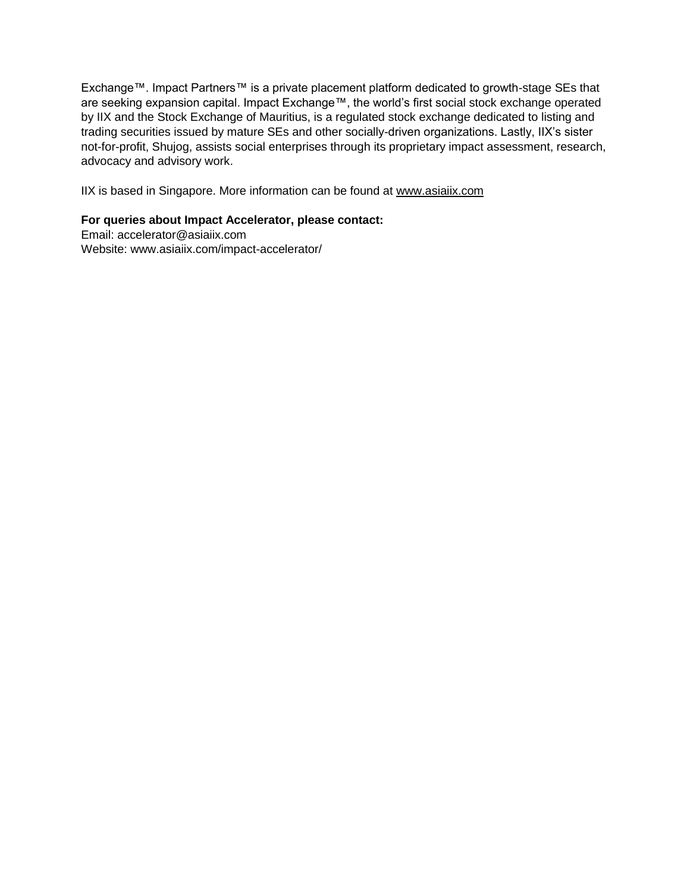Exchange™. Impact Partners™ is a private placement platform dedicated to growth-stage SEs that are seeking expansion capital. Impact Exchange™, the world's first social stock exchange operated by IIX and the Stock Exchange of Mauritius, is a regulated stock exchange dedicated to listing and trading securities issued by mature SEs and other socially-driven organizations. Lastly, IIX's sister not-for-profit, Shujog, assists social enterprises through its proprietary impact assessment, research, advocacy and advisory work.

IIX is based in Singapore. More information can be found at www.asiaiix.com

**For queries about Impact Accelerator, please contact:**
Email: accelerator@asiaiix.com
Website: www.asiaiix.com/impact-accelerator/